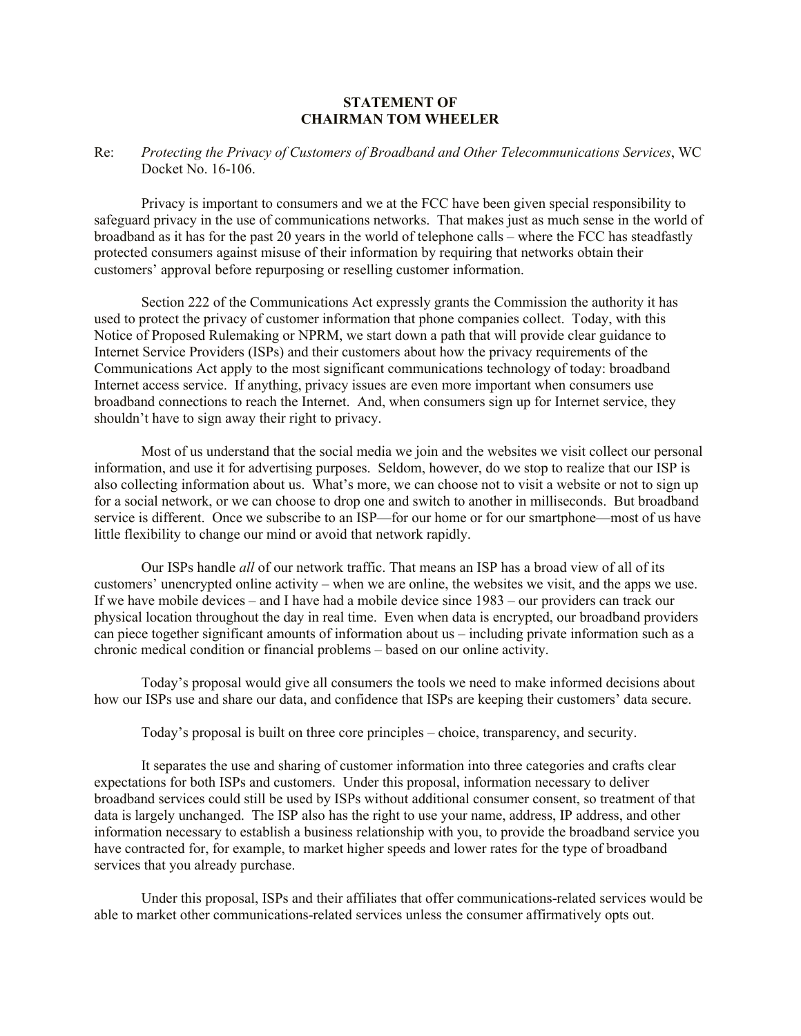**STATEMENT OF**
**CHAIRMAN TOM WHEELER**

Re: *Protecting the Privacy of Customers of Broadband and Other Telecommunications Services*, WC Docket No. 16-106.

Privacy is important to consumers and we at the FCC have been given special responsibility to safeguard privacy in the use of communications networks. That makes just as much sense in the world of broadband as it has for the past 20 years in the world of telephone calls – where the FCC has steadfastly protected consumers against misuse of their information by requiring that networks obtain their customers' approval before repurposing or reselling customer information.

Section 222 of the Communications Act expressly grants the Commission the authority it has used to protect the privacy of customer information that phone companies collect. Today, with this Notice of Proposed Rulemaking or NPRM, we start down a path that will provide clear guidance to Internet Service Providers (ISPs) and their customers about how the privacy requirements of the Communications Act apply to the most significant communications technology of today: broadband Internet access service. If anything, privacy issues are even more important when consumers use broadband connections to reach the Internet. And, when consumers sign up for Internet service, they shouldn't have to sign away their right to privacy.

Most of us understand that the social media we join and the websites we visit collect our personal information, and use it for advertising purposes. Seldom, however, do we stop to realize that our ISP is also collecting information about us. What's more, we can choose not to visit a website or not to sign up for a social network, or we can choose to drop one and switch to another in milliseconds. But broadband service is different. Once we subscribe to an ISP—for our home or for our smartphone—most of us have little flexibility to change our mind or avoid that network rapidly.

Our ISPs handle *all* of our network traffic. That means an ISP has a broad view of all of its customers' unencrypted online activity – when we are online, the websites we visit, and the apps we use. If we have mobile devices – and I have had a mobile device since 1983 – our providers can track our physical location throughout the day in real time. Even when data is encrypted, our broadband providers can piece together significant amounts of information about us – including private information such as a chronic medical condition or financial problems – based on our online activity.

Today's proposal would give all consumers the tools we need to make informed decisions about how our ISPs use and share our data, and confidence that ISPs are keeping their customers' data secure.

Today's proposal is built on three core principles – choice, transparency, and security.

It separates the use and sharing of customer information into three categories and crafts clear expectations for both ISPs and customers. Under this proposal, information necessary to deliver broadband services could still be used by ISPs without additional consumer consent, so treatment of that data is largely unchanged. The ISP also has the right to use your name, address, IP address, and other information necessary to establish a business relationship with you, to provide the broadband service you have contracted for, for example, to market higher speeds and lower rates for the type of broadband services that you already purchase.

Under this proposal, ISPs and their affiliates that offer communications-related services would be able to market other communications-related services unless the consumer affirmatively opts out.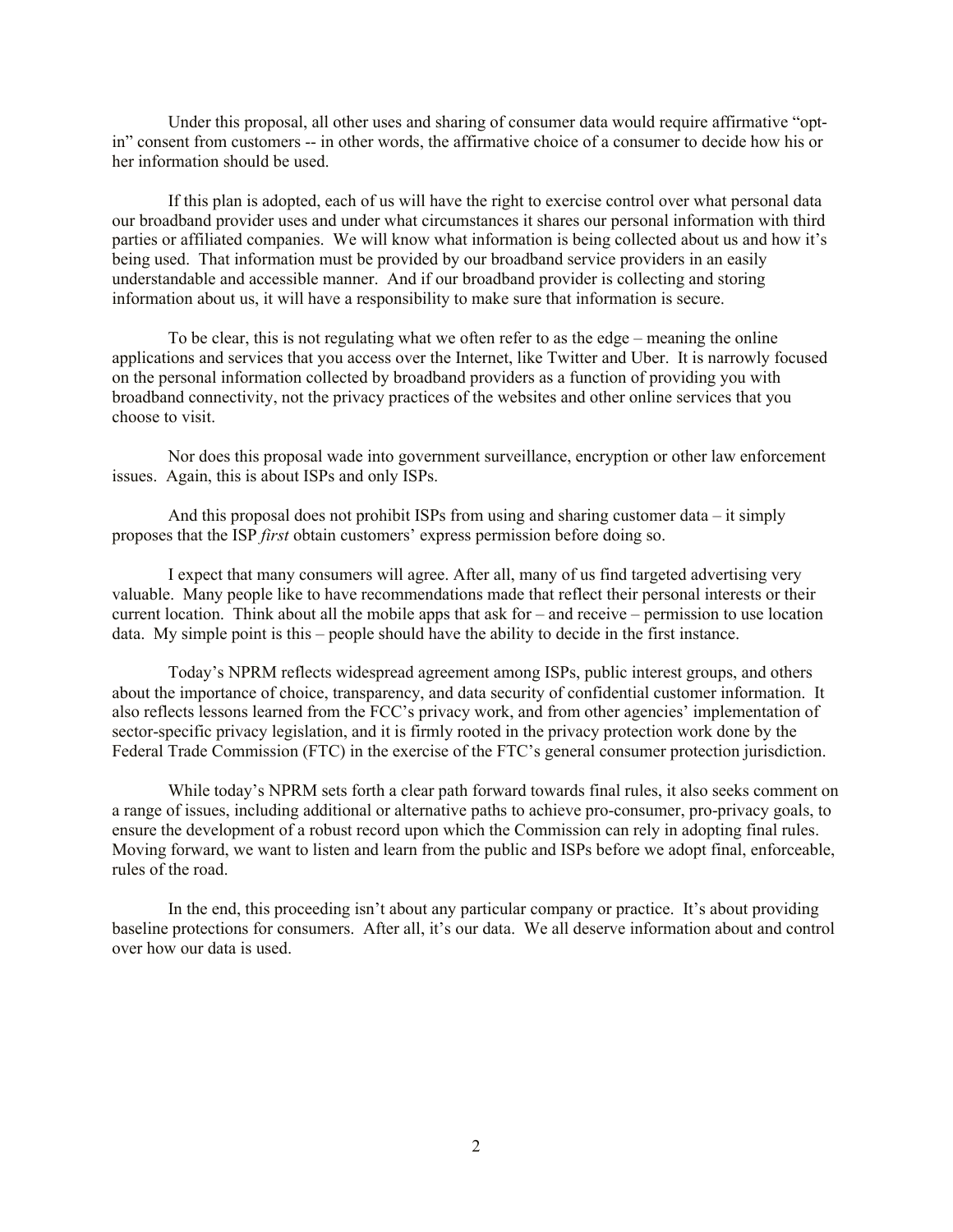Under this proposal, all other uses and sharing of consumer data would require affirmative "opt-in" consent from customers -- in other words, the affirmative choice of a consumer to decide how his or her information should be used.

If this plan is adopted, each of us will have the right to exercise control over what personal data our broadband provider uses and under what circumstances it shares our personal information with third parties or affiliated companies. We will know what information is being collected about us and how it's being used. That information must be provided by our broadband service providers in an easily understandable and accessible manner. And if our broadband provider is collecting and storing information about us, it will have a responsibility to make sure that information is secure.

To be clear, this is not regulating what we often refer to as the edge – meaning the online applications and services that you access over the Internet, like Twitter and Uber. It is narrowly focused on the personal information collected by broadband providers as a function of providing you with broadband connectivity, not the privacy practices of the websites and other online services that you choose to visit.

Nor does this proposal wade into government surveillance, encryption or other law enforcement issues. Again, this is about ISPs and only ISPs.

And this proposal does not prohibit ISPs from using and sharing customer data – it simply proposes that the ISP *first* obtain customers' express permission before doing so.

I expect that many consumers will agree. After all, many of us find targeted advertising very valuable. Many people like to have recommendations made that reflect their personal interests or their current location. Think about all the mobile apps that ask for – and receive – permission to use location data. My simple point is this – people should have the ability to decide in the first instance.

Today's NPRM reflects widespread agreement among ISPs, public interest groups, and others about the importance of choice, transparency, and data security of confidential customer information. It also reflects lessons learned from the FCC's privacy work, and from other agencies' implementation of sector-specific privacy legislation, and it is firmly rooted in the privacy protection work done by the Federal Trade Commission (FTC) in the exercise of the FTC's general consumer protection jurisdiction.

While today's NPRM sets forth a clear path forward towards final rules, it also seeks comment on a range of issues, including additional or alternative paths to achieve pro-consumer, pro-privacy goals, to ensure the development of a robust record upon which the Commission can rely in adopting final rules. Moving forward, we want to listen and learn from the public and ISPs before we adopt final, enforceable, rules of the road.

In the end, this proceeding isn't about any particular company or practice. It's about providing baseline protections for consumers. After all, it's our data. We all deserve information about and control over how our data is used.